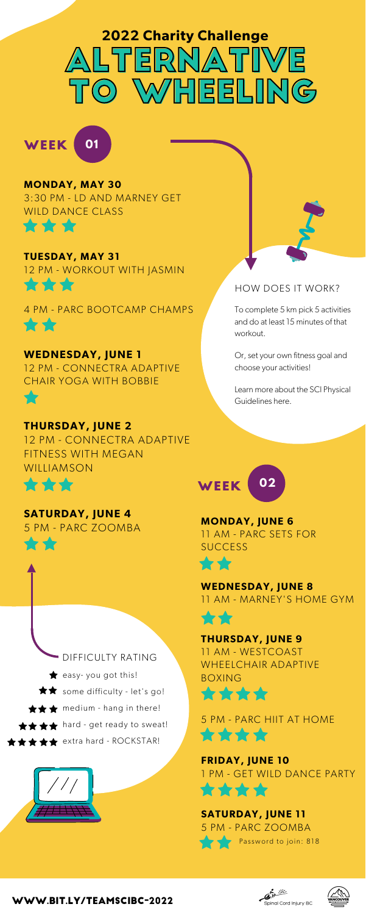# 2022 Charity Challenge

# ALTERNATIVE TO WHEELING

## WEEK 01

**MONDAY, MAY 30**
3:30 PM - LD AND MARNEY GET WILD DANCE CLASS
★★★

**TUESDAY, MAY 31**
12 PM - WORKOUT WITH JASMIN
★★★

4 PM - PARC BOOTCAMP CHAMPS
★★

**WEDNESDAY, JUNE 1**
12 PM - CONNECTRA ADAPTIVE CHAIR YOGA WITH BOBBIE
★

**THURSDAY, JUNE 2**
12 PM - CONNECTRA ADAPTIVE FITNESS WITH MEGAN WILLIAMSON
★★★

**SATURDAY, JUNE 4**
5 PM - PARC ZOOMBA
★★

### HOW DOES IT WORK?

To complete 5 km pick 5 activities and do at least 15 minutes of that workout.

Or, set your own fitness goal and choose your activities!

Learn more about the SCI Physical Guidelines here.

### DIFFICULTY RATING

- ★ easy- you got this!
- ★★ some difficulty - let's go!
- ★★★ medium - hang in there!
- ★★★★ hard - get ready to sweat!
- ★★★★★ extra hard - ROCKSTAR!

## WEEK 02

**MONDAY, JUNE 6**
11 AM - PARC SETS FOR SUCCESS
★★

**WEDNESDAY, JUNE 8**
11 AM - MARNEY'S HOME GYM
★★

**THURSDAY, JUNE 9**
11 AM - WESTCOAST WHEELCHAIR ADAPTIVE BOXING
★★★★

5 PM - PARC HIIT AT HOME
★★★★

**FRIDAY, JUNE 10**
1 PM - GET WILD DANCE PARTY
★★★★

**SATURDAY, JUNE 11**
5 PM - PARC ZOOMBA
★★ Password to join: 818

WWW.BIT.LY/TEAMSCIBC-2022

Spinal Cord Injury BC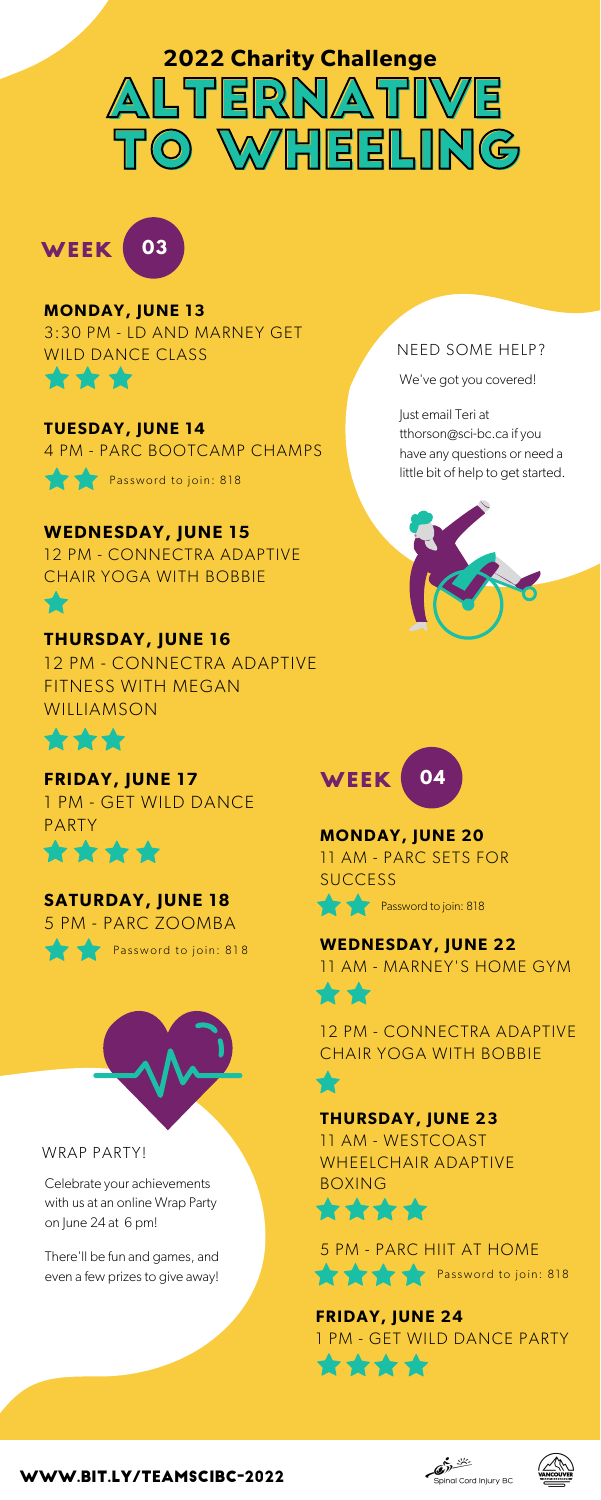## 2022 Charity Challenge

# ALTERNATIVE TO WHEELING

## WEEK 03

**MONDAY, JUNE 13**
3:30 PM - LD AND MARNEY GET WILD DANCE CLASS
★★★

**TUESDAY, JUNE 14**
4 PM - PARC BOOTCAMP CHAMPS
★★ Password to join: 818

**WEDNESDAY, JUNE 15**
12 PM - CONNECTRA ADAPTIVE CHAIR YOGA WITH BOBBIE
★

**THURSDAY, JUNE 16**
12 PM - CONNECTRA ADAPTIVE FITNESS WITH MEGAN WILLIAMSON
★★★

**FRIDAY, JUNE 17**
1 PM - GET WILD DANCE PARTY
★★★★

**SATURDAY, JUNE 18**
5 PM - PARC ZOOMBA
★★ Password to join: 818

NEED SOME HELP?

We've got you covered!

Just email Teri at tthorson@sci-bc.ca if you have any questions or need a little bit of help to get started.

## WEEK 04

**MONDAY, JUNE 20**
11 AM - PARC SETS FOR SUCCESS
★★ Password to join: 818

**WEDNESDAY, JUNE 22**
11 AM - MARNEY'S HOME GYM
★★

12 PM - CONNECTRA ADAPTIVE CHAIR YOGA WITH BOBBIE
★

**THURSDAY, JUNE 23**
11 AM - WESTCOAST WHEELCHAIR ADAPTIVE BOXING
★★★★

5 PM - PARC HIIT AT HOME
★★★★ Password to join: 818

**FRIDAY, JUNE 24**
1 PM - GET WILD DANCE PARTY
★★★★

WRAP PARTY!

Celebrate your achievements with us at an online Wrap Party on June 24 at 6 pm!

There'll be fun and games, and even a few prizes to give away!

**WWW.BIT.LY/TEAMSCIBC-2022**

Spinal Cord Injury BC